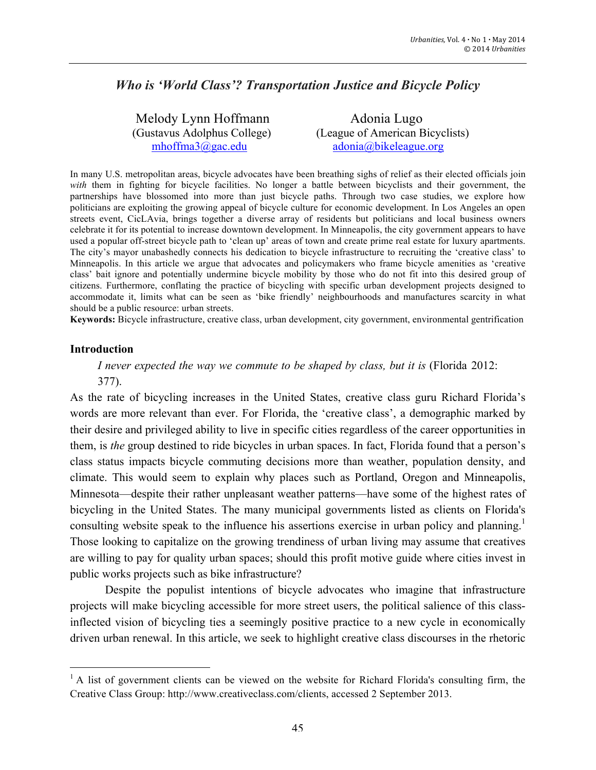# *Who is 'World Class'? Transportation Justice and Bicycle Policy*

Melody Lynn Hoffmann
(Gustavus Adolphus College)
mhoffma3@gac.edu

Adonia Lugo
(League of American Bicyclists)
adonia@bikeleague.org

In many U.S. metropolitan areas, bicycle advocates have been breathing sighs of relief as their elected officials join *with* them in fighting for bicycle facilities. No longer a battle between bicyclists and their government, the partnerships have blossomed into more than just bicycle paths. Through two case studies, we explore how politicians are exploiting the growing appeal of bicycle culture for economic development. In Los Angeles an open streets event, CicLAvia, brings together a diverse array of residents but politicians and local business owners celebrate it for its potential to increase downtown development. In Minneapolis, the city government appears to have used a popular off-street bicycle path to 'clean up' areas of town and create prime real estate for luxury apartments. The city's mayor unabashedly connects his dedication to bicycle infrastructure to recruiting the 'creative class' to Minneapolis. In this article we argue that advocates and policymakers who frame bicycle amenities as 'creative class' bait ignore and potentially undermine bicycle mobility by those who do not fit into this desired group of citizens. Furthermore, conflating the practice of bicycling with specific urban development projects designed to accommodate it, limits what can be seen as 'bike friendly' neighbourhoods and manufactures scarcity in what should be a public resource: urban streets.

**Keywords:** Bicycle infrastructure, creative class, urban development, city government, environmental gentrification

## Introduction

*I never expected the way we commute to be shaped by class, but it is* (Florida 2012: 377).

As the rate of bicycling increases in the United States, creative class guru Richard Florida's words are more relevant than ever. For Florida, the 'creative class', a demographic marked by their desire and privileged ability to live in specific cities regardless of the career opportunities in them, is *the* group destined to ride bicycles in urban spaces. In fact, Florida found that a person's class status impacts bicycle commuting decisions more than weather, population density, and climate. This would seem to explain why places such as Portland, Oregon and Minneapolis, Minnesota—despite their rather unpleasant weather patterns—have some of the highest rates of bicycling in the United States. The many municipal governments listed as clients on Florida's consulting website speak to the influence his assertions exercise in urban policy and planning.[1] Those looking to capitalize on the growing trendiness of urban living may assume that creatives are willing to pay for quality urban spaces; should this profit motive guide where cities invest in public works projects such as bike infrastructure?

Despite the populist intentions of bicycle advocates who imagine that infrastructure projects will make bicycling accessible for more street users, the political salience of this class-inflected vision of bicycling ties a seemingly positive practice to a new cycle in economically driven urban renewal. In this article, we seek to highlight creative class discourses in the rhetoric

[1] A list of government clients can be viewed on the website for Richard Florida's consulting firm, the Creative Class Group: http://www.creativeclass.com/clients, accessed 2 September 2013.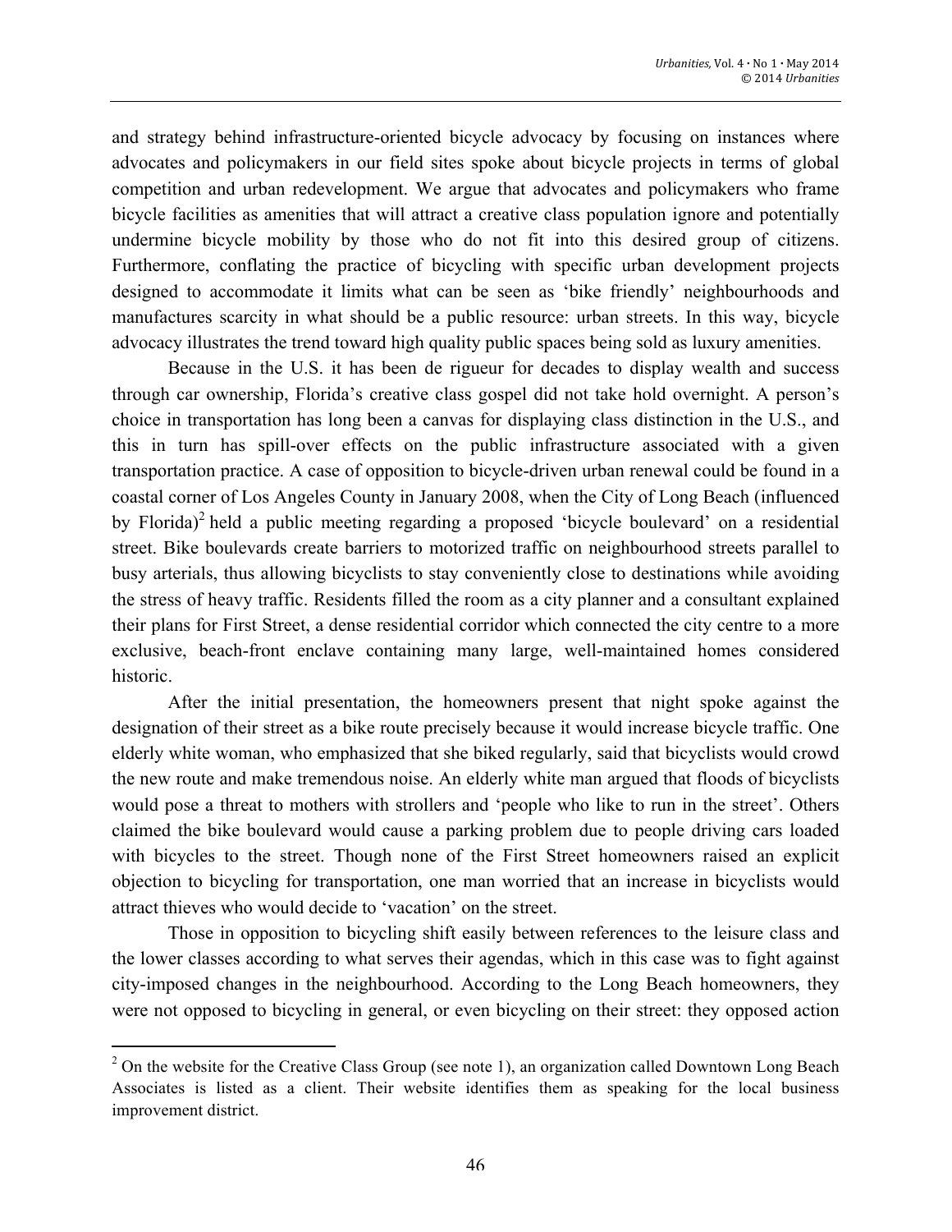and strategy behind infrastructure-oriented bicycle advocacy by focusing on instances where advocates and policymakers in our field sites spoke about bicycle projects in terms of global competition and urban redevelopment. We argue that advocates and policymakers who frame bicycle facilities as amenities that will attract a creative class population ignore and potentially undermine bicycle mobility by those who do not fit into this desired group of citizens. Furthermore, conflating the practice of bicycling with specific urban development projects designed to accommodate it limits what can be seen as 'bike friendly' neighbourhoods and manufactures scarcity in what should be a public resource: urban streets. In this way, bicycle advocacy illustrates the trend toward high quality public spaces being sold as luxury amenities.

Because in the U.S. it has been de rigueur for decades to display wealth and success through car ownership, Florida's creative class gospel did not take hold overnight. A person's choice in transportation has long been a canvas for displaying class distinction in the U.S., and this in turn has spill-over effects on the public infrastructure associated with a given transportation practice. A case of opposition to bicycle-driven urban renewal could be found in a coastal corner of Los Angeles County in January 2008, when the City of Long Beach (influenced by Florida)[2] held a public meeting regarding a proposed 'bicycle boulevard' on a residential street. Bike boulevards create barriers to motorized traffic on neighbourhood streets parallel to busy arterials, thus allowing bicyclists to stay conveniently close to destinations while avoiding the stress of heavy traffic. Residents filled the room as a city planner and a consultant explained their plans for First Street, a dense residential corridor which connected the city centre to a more exclusive, beach-front enclave containing many large, well-maintained homes considered historic.

After the initial presentation, the homeowners present that night spoke against the designation of their street as a bike route precisely because it would increase bicycle traffic. One elderly white woman, who emphasized that she biked regularly, said that bicyclists would crowd the new route and make tremendous noise. An elderly white man argued that floods of bicyclists would pose a threat to mothers with strollers and 'people who like to run in the street'. Others claimed the bike boulevard would cause a parking problem due to people driving cars loaded with bicycles to the street. Though none of the First Street homeowners raised an explicit objection to bicycling for transportation, one man worried that an increase in bicyclists would attract thieves who would decide to 'vacation' on the street.

Those in opposition to bicycling shift easily between references to the leisure class and the lower classes according to what serves their agendas, which in this case was to fight against city-imposed changes in the neighbourhood. According to the Long Beach homeowners, they were not opposed to bicycling in general, or even bicycling on their street: they opposed action

---

[2] On the website for the Creative Class Group (see note 1), an organization called Downtown Long Beach Associates is listed as a client. Their website identifies them as speaking for the local business improvement district.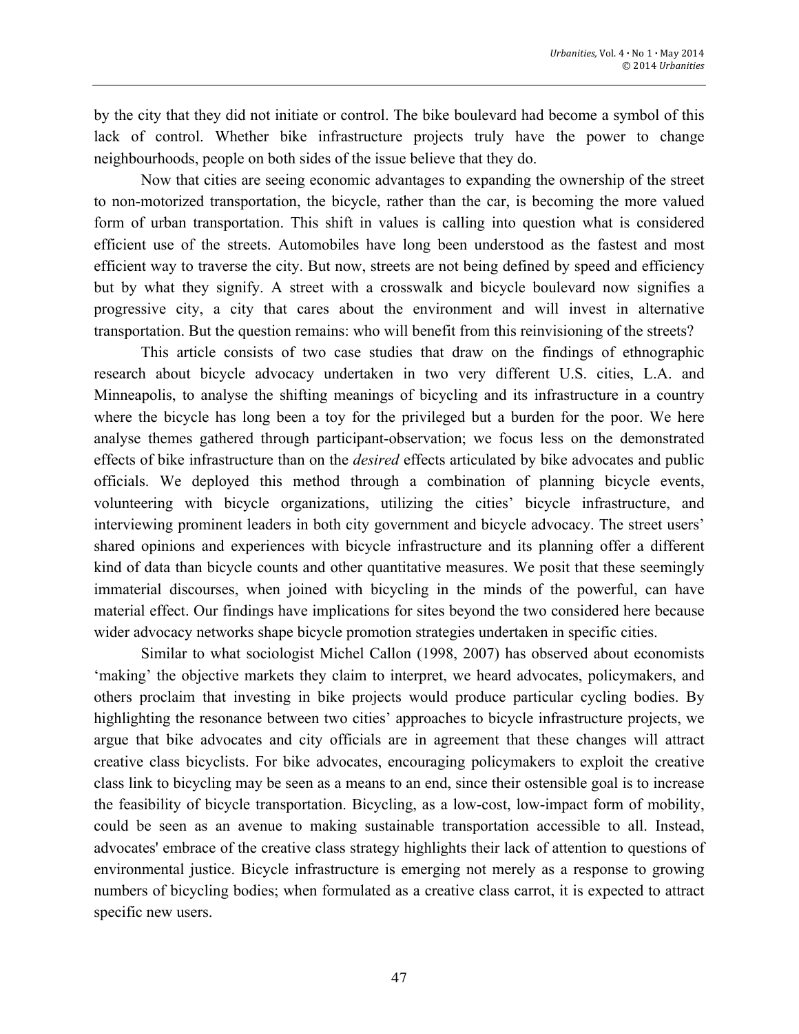by the city that they did not initiate or control. The bike boulevard had become a symbol of this lack of control. Whether bike infrastructure projects truly have the power to change neighbourhoods, people on both sides of the issue believe that they do.

Now that cities are seeing economic advantages to expanding the ownership of the street to non-motorized transportation, the bicycle, rather than the car, is becoming the more valued form of urban transportation. This shift in values is calling into question what is considered efficient use of the streets. Automobiles have long been understood as the fastest and most efficient way to traverse the city. But now, streets are not being defined by speed and efficiency but by what they signify. A street with a crosswalk and bicycle boulevard now signifies a progressive city, a city that cares about the environment and will invest in alternative transportation. But the question remains: who will benefit from this reinvisioning of the streets?

This article consists of two case studies that draw on the findings of ethnographic research about bicycle advocacy undertaken in two very different U.S. cities, L.A. and Minneapolis, to analyse the shifting meanings of bicycling and its infrastructure in a country where the bicycle has long been a toy for the privileged but a burden for the poor. We here analyse themes gathered through participant-observation; we focus less on the demonstrated effects of bike infrastructure than on the *desired* effects articulated by bike advocates and public officials. We deployed this method through a combination of planning bicycle events, volunteering with bicycle organizations, utilizing the cities' bicycle infrastructure, and interviewing prominent leaders in both city government and bicycle advocacy. The street users' shared opinions and experiences with bicycle infrastructure and its planning offer a different kind of data than bicycle counts and other quantitative measures. We posit that these seemingly immaterial discourses, when joined with bicycling in the minds of the powerful, can have material effect. Our findings have implications for sites beyond the two considered here because wider advocacy networks shape bicycle promotion strategies undertaken in specific cities.

Similar to what sociologist Michel Callon (1998, 2007) has observed about economists 'making' the objective markets they claim to interpret, we heard advocates, policymakers, and others proclaim that investing in bike projects would produce particular cycling bodies. By highlighting the resonance between two cities' approaches to bicycle infrastructure projects, we argue that bike advocates and city officials are in agreement that these changes will attract creative class bicyclists. For bike advocates, encouraging policymakers to exploit the creative class link to bicycling may be seen as a means to an end, since their ostensible goal is to increase the feasibility of bicycle transportation. Bicycling, as a low-cost, low-impact form of mobility, could be seen as an avenue to making sustainable transportation accessible to all. Instead, advocates' embrace of the creative class strategy highlights their lack of attention to questions of environmental justice. Bicycle infrastructure is emerging not merely as a response to growing numbers of bicycling bodies; when formulated as a creative class carrot, it is expected to attract specific new users.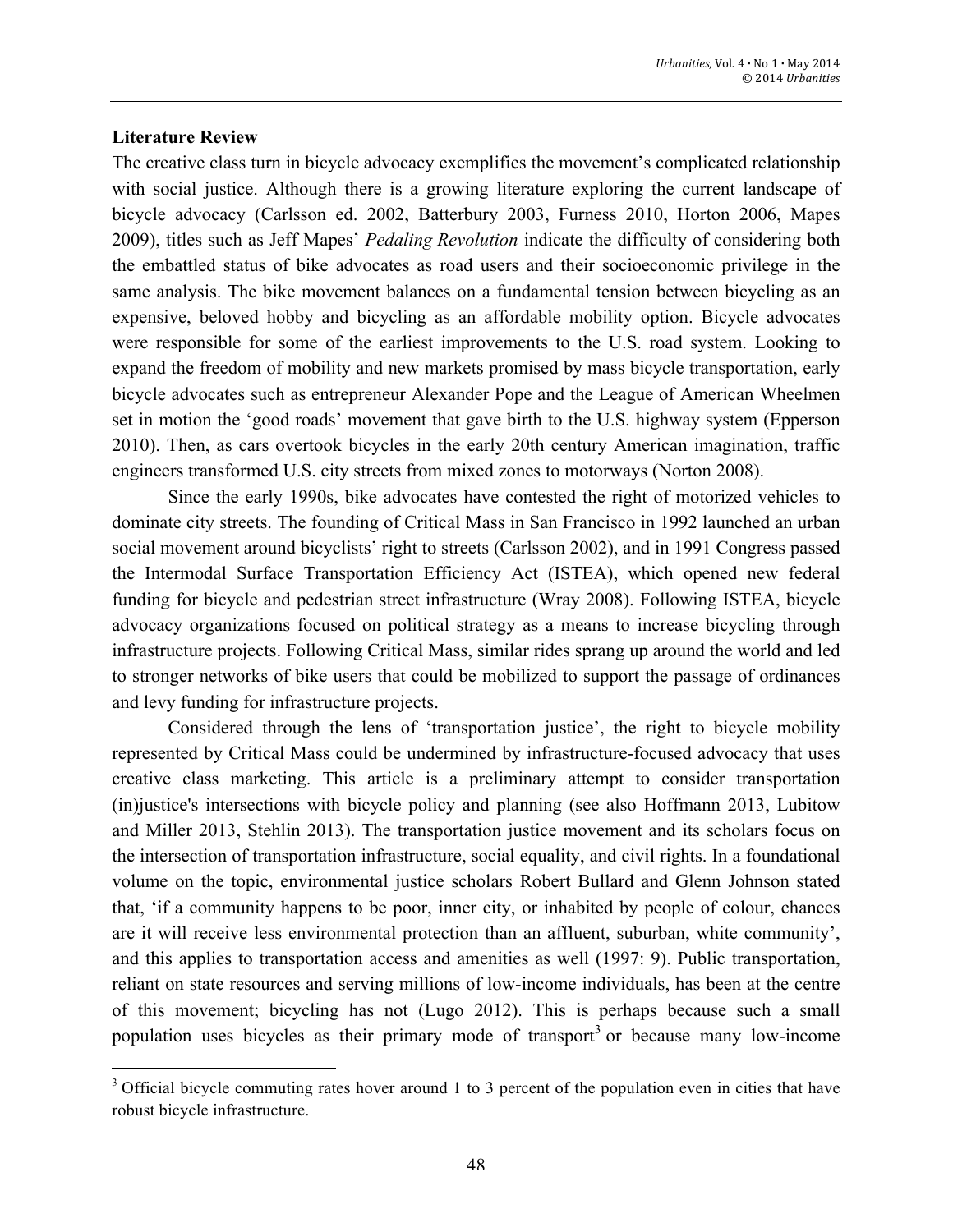## Literature Review

The creative class turn in bicycle advocacy exemplifies the movement's complicated relationship with social justice. Although there is a growing literature exploring the current landscape of bicycle advocacy (Carlsson ed. 2002, Batterbury 2003, Furness 2010, Horton 2006, Mapes 2009), titles such as Jeff Mapes' *Pedaling Revolution* indicate the difficulty of considering both the embattled status of bike advocates as road users and their socioeconomic privilege in the same analysis. The bike movement balances on a fundamental tension between bicycling as an expensive, beloved hobby and bicycling as an affordable mobility option. Bicycle advocates were responsible for some of the earliest improvements to the U.S. road system. Looking to expand the freedom of mobility and new markets promised by mass bicycle transportation, early bicycle advocates such as entrepreneur Alexander Pope and the League of American Wheelmen set in motion the 'good roads' movement that gave birth to the U.S. highway system (Epperson 2010). Then, as cars overtook bicycles in the early 20th century American imagination, traffic engineers transformed U.S. city streets from mixed zones to motorways (Norton 2008).

Since the early 1990s, bike advocates have contested the right of motorized vehicles to dominate city streets. The founding of Critical Mass in San Francisco in 1992 launched an urban social movement around bicyclists' right to streets (Carlsson 2002), and in 1991 Congress passed the Intermodal Surface Transportation Efficiency Act (ISTEA), which opened new federal funding for bicycle and pedestrian street infrastructure (Wray 2008). Following ISTEA, bicycle advocacy organizations focused on political strategy as a means to increase bicycling through infrastructure projects. Following Critical Mass, similar rides sprang up around the world and led to stronger networks of bike users that could be mobilized to support the passage of ordinances and levy funding for infrastructure projects.

Considered through the lens of 'transportation justice', the right to bicycle mobility represented by Critical Mass could be undermined by infrastructure-focused advocacy that uses creative class marketing. This article is a preliminary attempt to consider transportation (in)justice's intersections with bicycle policy and planning (see also Hoffmann 2013, Lubitow and Miller 2013, Stehlin 2013). The transportation justice movement and its scholars focus on the intersection of transportation infrastructure, social equality, and civil rights. In a foundational volume on the topic, environmental justice scholars Robert Bullard and Glenn Johnson stated that, 'if a community happens to be poor, inner city, or inhabited by people of colour, chances are it will receive less environmental protection than an affluent, suburban, white community', and this applies to transportation access and amenities as well (1997: 9). Public transportation, reliant on state resources and serving millions of low-income individuals, has been at the centre of this movement; bicycling has not (Lugo 2012). This is perhaps because such a small population uses bicycles as their primary mode of transport[3] or because many low-income

[3] Official bicycle commuting rates hover around 1 to 3 percent of the population even in cities that have robust bicycle infrastructure.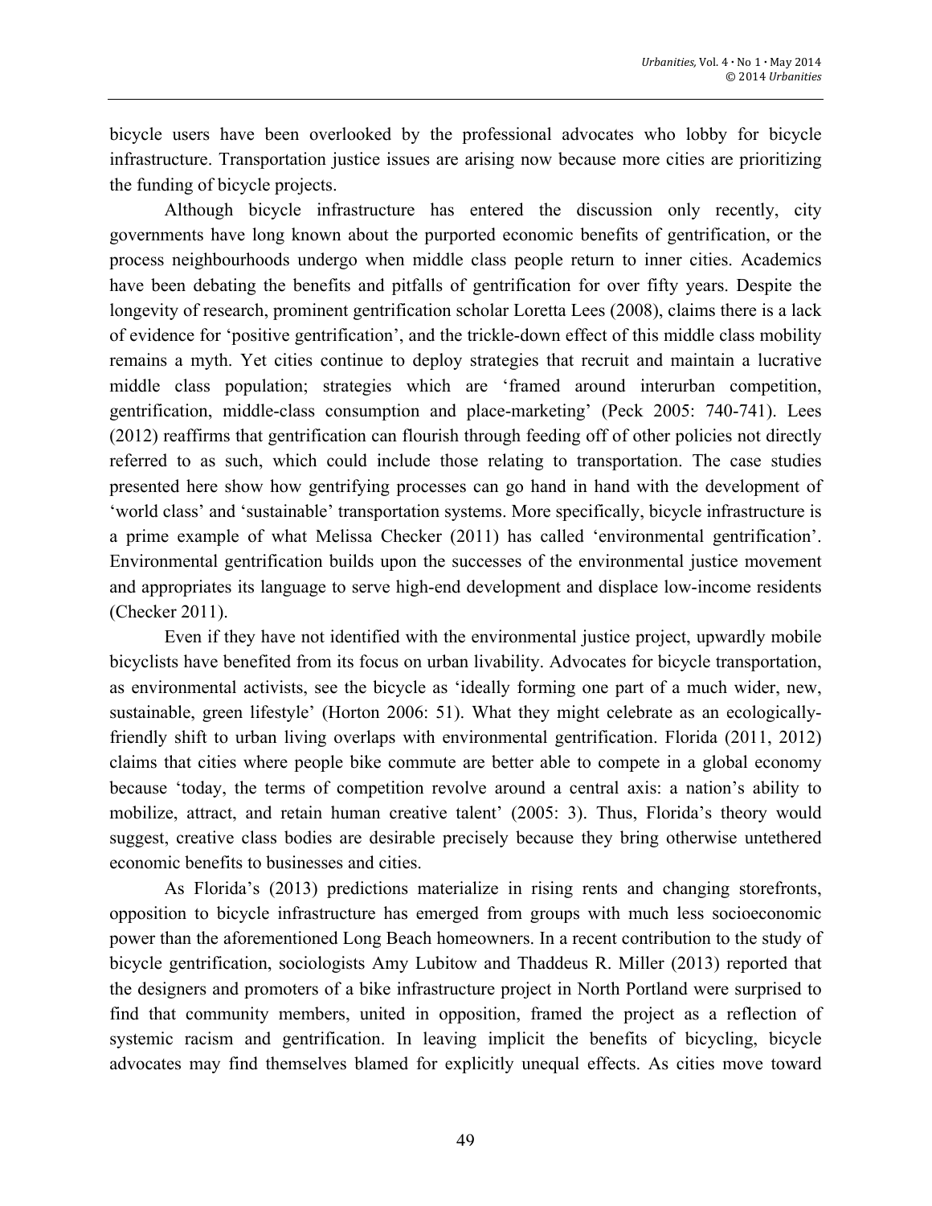bicycle users have been overlooked by the professional advocates who lobby for bicycle infrastructure. Transportation justice issues are arising now because more cities are prioritizing the funding of bicycle projects.

Although bicycle infrastructure has entered the discussion only recently, city governments have long known about the purported economic benefits of gentrification, or the process neighbourhoods undergo when middle class people return to inner cities. Academics have been debating the benefits and pitfalls of gentrification for over fifty years. Despite the longevity of research, prominent gentrification scholar Loretta Lees (2008), claims there is a lack of evidence for 'positive gentrification', and the trickle-down effect of this middle class mobility remains a myth. Yet cities continue to deploy strategies that recruit and maintain a lucrative middle class population; strategies which are 'framed around interurban competition, gentrification, middle-class consumption and place-marketing' (Peck 2005: 740-741). Lees (2012) reaffirms that gentrification can flourish through feeding off of other policies not directly referred to as such, which could include those relating to transportation. The case studies presented here show how gentrifying processes can go hand in hand with the development of 'world class' and 'sustainable' transportation systems. More specifically, bicycle infrastructure is a prime example of what Melissa Checker (2011) has called 'environmental gentrification'. Environmental gentrification builds upon the successes of the environmental justice movement and appropriates its language to serve high-end development and displace low-income residents (Checker 2011).

Even if they have not identified with the environmental justice project, upwardly mobile bicyclists have benefited from its focus on urban livability. Advocates for bicycle transportation, as environmental activists, see the bicycle as 'ideally forming one part of a much wider, new, sustainable, green lifestyle' (Horton 2006: 51). What they might celebrate as an ecologically-friendly shift to urban living overlaps with environmental gentrification. Florida (2011, 2012) claims that cities where people bike commute are better able to compete in a global economy because 'today, the terms of competition revolve around a central axis: a nation's ability to mobilize, attract, and retain human creative talent' (2005: 3). Thus, Florida's theory would suggest, creative class bodies are desirable precisely because they bring otherwise untethered economic benefits to businesses and cities.

As Florida's (2013) predictions materialize in rising rents and changing storefronts, opposition to bicycle infrastructure has emerged from groups with much less socioeconomic power than the aforementioned Long Beach homeowners. In a recent contribution to the study of bicycle gentrification, sociologists Amy Lubitow and Thaddeus R. Miller (2013) reported that the designers and promoters of a bike infrastructure project in North Portland were surprised to find that community members, united in opposition, framed the project as a reflection of systemic racism and gentrification. In leaving implicit the benefits of bicycling, bicycle advocates may find themselves blamed for explicitly unequal effects. As cities move toward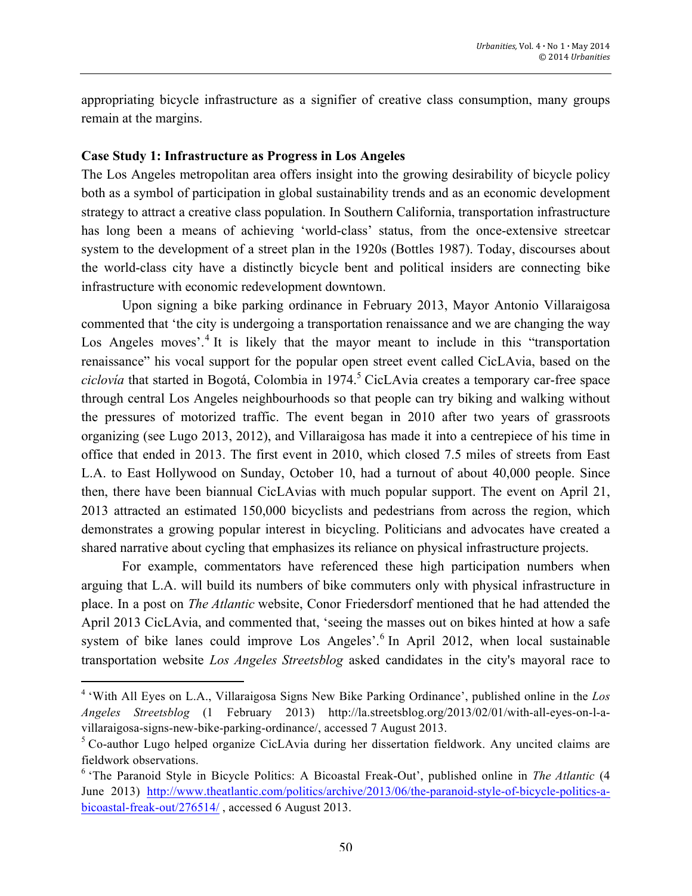appropriating bicycle infrastructure as a signifier of creative class consumption, many groups remain at the margins.

**Case Study 1: Infrastructure as Progress in Los Angeles**

The Los Angeles metropolitan area offers insight into the growing desirability of bicycle policy both as a symbol of participation in global sustainability trends and as an economic development strategy to attract a creative class population. In Southern California, transportation infrastructure has long been a means of achieving 'world-class' status, from the once-extensive streetcar system to the development of a street plan in the 1920s (Bottles 1987). Today, discourses about the world-class city have a distinctly bicycle bent and political insiders are connecting bike infrastructure with economic redevelopment downtown.

Upon signing a bike parking ordinance in February 2013, Mayor Antonio Villaraigosa commented that 'the city is undergoing a transportation renaissance and we are changing the way Los Angeles moves'.[4] It is likely that the mayor meant to include in this "transportation renaissance" his vocal support for the popular open street event called CicLAvia, based on the *ciclovía* that started in Bogotá, Colombia in 1974.[5] CicLAvia creates a temporary car-free space through central Los Angeles neighbourhoods so that people can try biking and walking without the pressures of motorized traffic. The event began in 2010 after two years of grassroots organizing (see Lugo 2013, 2012), and Villaraigosa has made it into a centrepiece of his time in office that ended in 2013. The first event in 2010, which closed 7.5 miles of streets from East L.A. to East Hollywood on Sunday, October 10, had a turnout of about 40,000 people. Since then, there have been biannual CicLAvias with much popular support. The event on April 21, 2013 attracted an estimated 150,000 bicyclists and pedestrians from across the region, which demonstrates a growing popular interest in bicycling. Politicians and advocates have created a shared narrative about cycling that emphasizes its reliance on physical infrastructure projects.

For example, commentators have referenced these high participation numbers when arguing that L.A. will build its numbers of bike commuters only with physical infrastructure in place. In a post on *The Atlantic* website, Conor Friedersdorf mentioned that he had attended the April 2013 CicLAvia, and commented that, 'seeing the masses out on bikes hinted at how a safe system of bike lanes could improve Los Angeles'.[6] In April 2012, when local sustainable transportation website *Los Angeles Streetsblog* asked candidates in the city's mayoral race to

---

[4] 'With All Eyes on L.A., Villaraigosa Signs New Bike Parking Ordinance', published online in the *Los Angeles Streetsblog* (1 February 2013) http://la.streetsblog.org/2013/02/01/with-all-eyes-on-l-a-villaraigosa-signs-new-bike-parking-ordinance/, accessed 7 August 2013.

[5] Co-author Lugo helped organize CicLAvia during her dissertation fieldwork. Any uncited claims are fieldwork observations.

[6] 'The Paranoid Style in Bicycle Politics: A Bicoastal Freak-Out', published online in *The Atlantic* (4 June 2013) http://www.theatlantic.com/politics/archive/2013/06/the-paranoid-style-of-bicycle-politics-a-bicoastal-freak-out/276514/ , accessed 6 August 2013.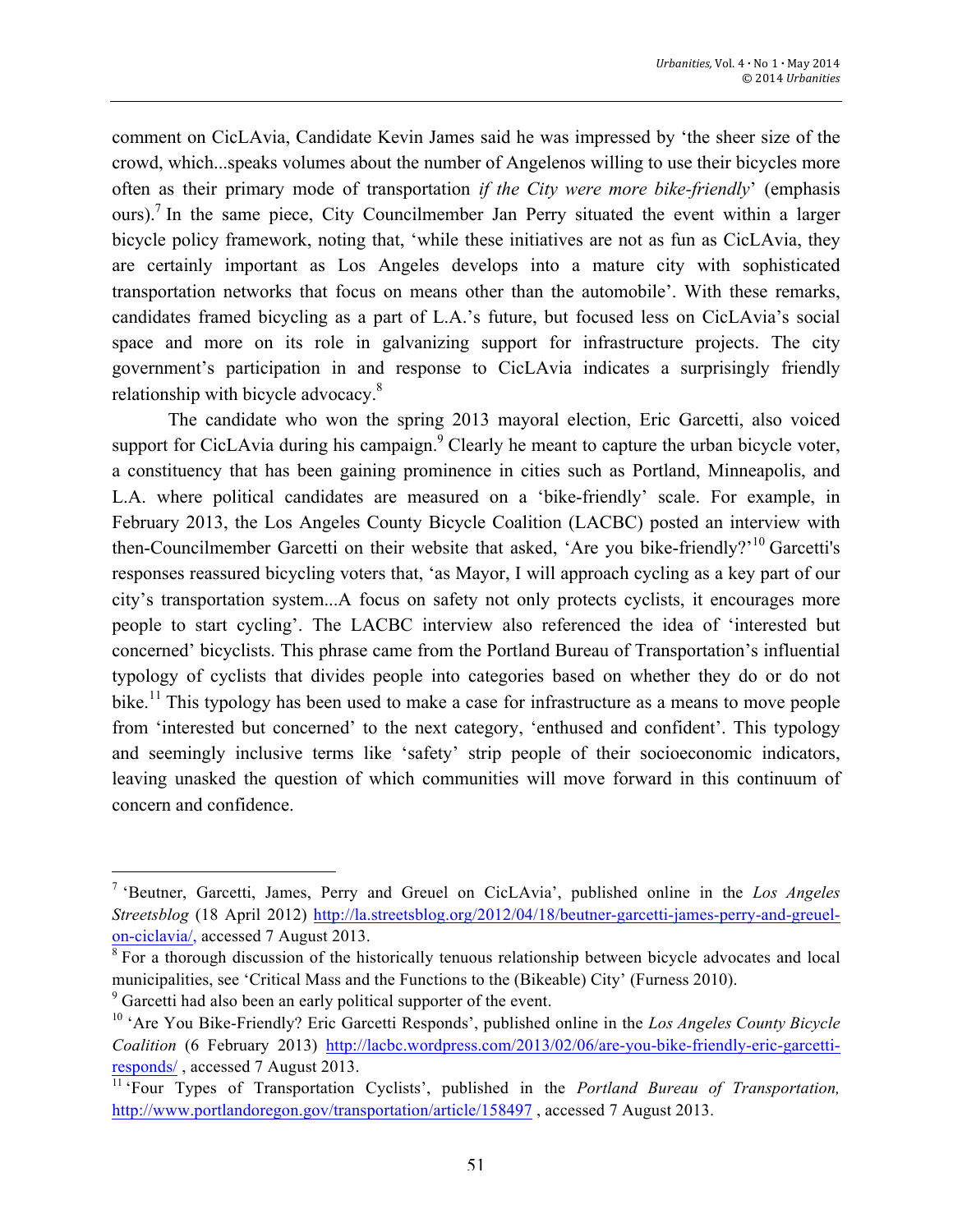comment on CicLAvia, Candidate Kevin James said he was impressed by 'the sheer size of the crowd, which...speaks volumes about the number of Angelenos willing to use their bicycles more often as their primary mode of transportation *if the City were more bike-friendly*' (emphasis ours).[7] In the same piece, City Councilmember Jan Perry situated the event within a larger bicycle policy framework, noting that, 'while these initiatives are not as fun as CicLAvia, they are certainly important as Los Angeles develops into a mature city with sophisticated transportation networks that focus on means other than the automobile'. With these remarks, candidates framed bicycling as a part of L.A.'s future, but focused less on CicLAvia's social space and more on its role in galvanizing support for infrastructure projects. The city government's participation in and response to CicLAvia indicates a surprisingly friendly relationship with bicycle advocacy.[8]

The candidate who won the spring 2013 mayoral election, Eric Garcetti, also voiced support for CicLAvia during his campaign.[9] Clearly he meant to capture the urban bicycle voter, a constituency that has been gaining prominence in cities such as Portland, Minneapolis, and L.A. where political candidates are measured on a 'bike-friendly' scale. For example, in February 2013, the Los Angeles County Bicycle Coalition (LACBC) posted an interview with then-Councilmember Garcetti on their website that asked, 'Are you bike-friendly?'[10] Garcetti's responses reassured bicycling voters that, 'as Mayor, I will approach cycling as a key part of our city's transportation system...A focus on safety not only protects cyclists, it encourages more people to start cycling'. The LACBC interview also referenced the idea of 'interested but concerned' bicyclists. This phrase came from the Portland Bureau of Transportation's influential typology of cyclists that divides people into categories based on whether they do or do not bike.[11] This typology has been used to make a case for infrastructure as a means to move people from 'interested but concerned' to the next category, 'enthused and confident'. This typology and seemingly inclusive terms like 'safety' strip people of their socioeconomic indicators, leaving unasked the question of which communities will move forward in this continuum of concern and confidence.

---

[7] 'Beutner, Garcetti, James, Perry and Greuel on CicLAvia', published online in the *Los Angeles Streetsblog* (18 April 2012) http://la.streetsblog.org/2012/04/18/beutner-garcetti-james-perry-and-greuel-on-ciclavia/, accessed 7 August 2013.

[8] For a thorough discussion of the historically tenuous relationship between bicycle advocates and local municipalities, see 'Critical Mass and the Functions to the (Bikeable) City' (Furness 2010).

[9] Garcetti had also been an early political supporter of the event.

[10] 'Are You Bike-Friendly? Eric Garcetti Responds', published online in the *Los Angeles County Bicycle Coalition* (6 February 2013) http://lacbc.wordpress.com/2013/02/06/are-you-bike-friendly-eric-garcetti-responds/ , accessed 7 August 2013.

[11] 'Four Types of Transportation Cyclists', published in the *Portland Bureau of Transportation,* http://www.portlandoregon.gov/transportation/article/158497 , accessed 7 August 2013.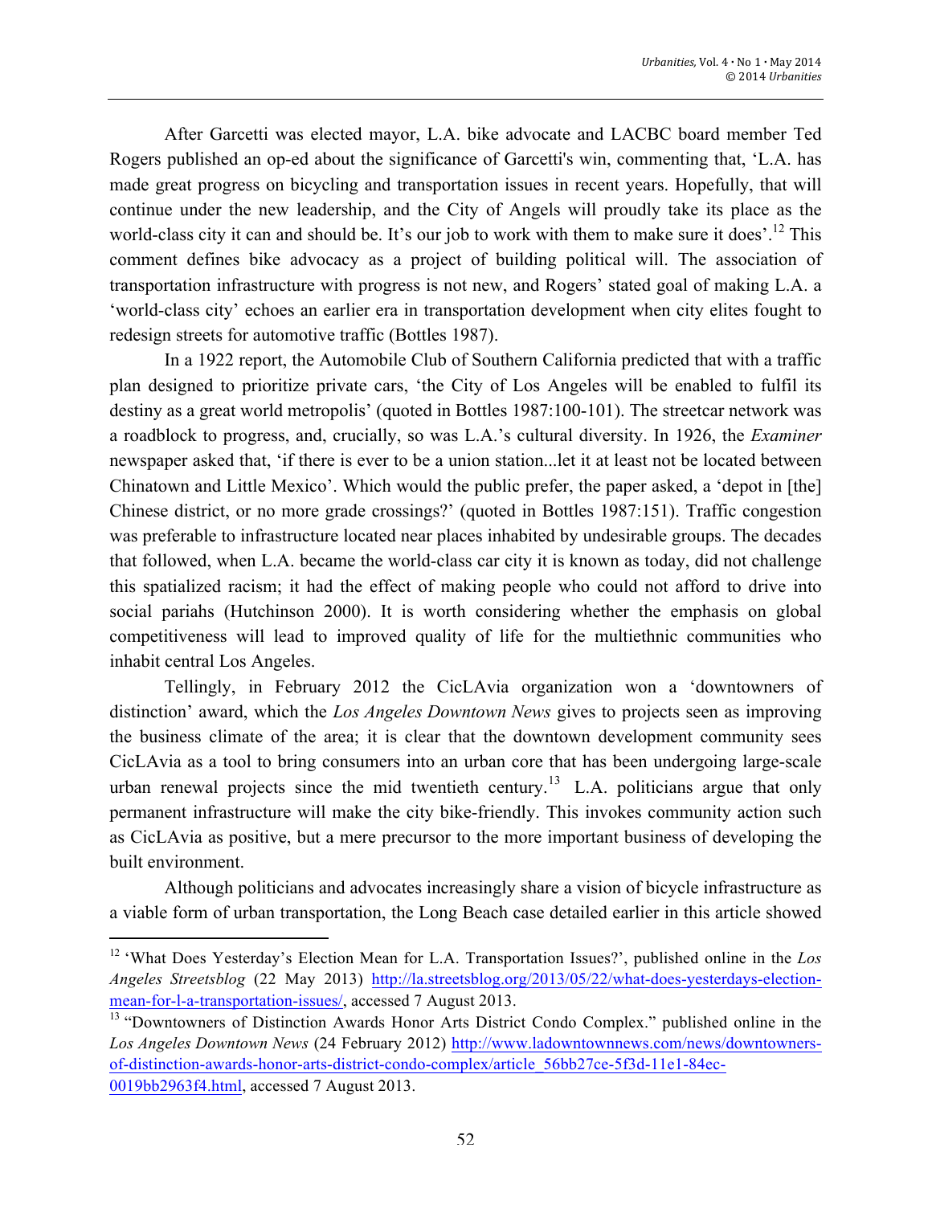After Garcetti was elected mayor, L.A. bike advocate and LACBC board member Ted Rogers published an op-ed about the significance of Garcetti's win, commenting that, 'L.A. has made great progress on bicycling and transportation issues in recent years. Hopefully, that will continue under the new leadership, and the City of Angels will proudly take its place as the world-class city it can and should be. It's our job to work with them to make sure it does'.[12] This comment defines bike advocacy as a project of building political will. The association of transportation infrastructure with progress is not new, and Rogers' stated goal of making L.A. a 'world-class city' echoes an earlier era in transportation development when city elites fought to redesign streets for automotive traffic (Bottles 1987).

In a 1922 report, the Automobile Club of Southern California predicted that with a traffic plan designed to prioritize private cars, 'the City of Los Angeles will be enabled to fulfil its destiny as a great world metropolis' (quoted in Bottles 1987:100-101). The streetcar network was a roadblock to progress, and, crucially, so was L.A.'s cultural diversity. In 1926, the *Examiner* newspaper asked that, 'if there is ever to be a union station...let it at least not be located between Chinatown and Little Mexico'. Which would the public prefer, the paper asked, a 'depot in [the] Chinese district, or no more grade crossings?' (quoted in Bottles 1987:151). Traffic congestion was preferable to infrastructure located near places inhabited by undesirable groups. The decades that followed, when L.A. became the world-class car city it is known as today, did not challenge this spatialized racism; it had the effect of making people who could not afford to drive into social pariahs (Hutchinson 2000). It is worth considering whether the emphasis on global competitiveness will lead to improved quality of life for the multiethnic communities who inhabit central Los Angeles.

Tellingly, in February 2012 the CicLAvia organization won a 'downtowners of distinction' award, which the *Los Angeles Downtown News* gives to projects seen as improving the business climate of the area; it is clear that the downtown development community sees CicLAvia as a tool to bring consumers into an urban core that has been undergoing large-scale urban renewal projects since the mid twentieth century.[13] L.A. politicians argue that only permanent infrastructure will make the city bike-friendly. This invokes community action such as CicLAvia as positive, but a mere precursor to the more important business of developing the built environment.

Although politicians and advocates increasingly share a vision of bicycle infrastructure as a viable form of urban transportation, the Long Beach case detailed earlier in this article showed

---

[12] 'What Does Yesterday's Election Mean for L.A. Transportation Issues?', published online in the *Los Angeles Streetsblog* (22 May 2013) http://la.streetsblog.org/2013/05/22/what-does-yesterdays-election-mean-for-l-a-transportation-issues/, accessed 7 August 2013.

[13] "Downtowners of Distinction Awards Honor Arts District Condo Complex." published online in the *Los Angeles Downtown News* (24 February 2012) http://www.ladowntownnews.com/news/downtowners-of-distinction-awards-honor-arts-district-condo-complex/article_56bb27ce-5f3d-11e1-84ec-0019bb2963f4.html, accessed 7 August 2013.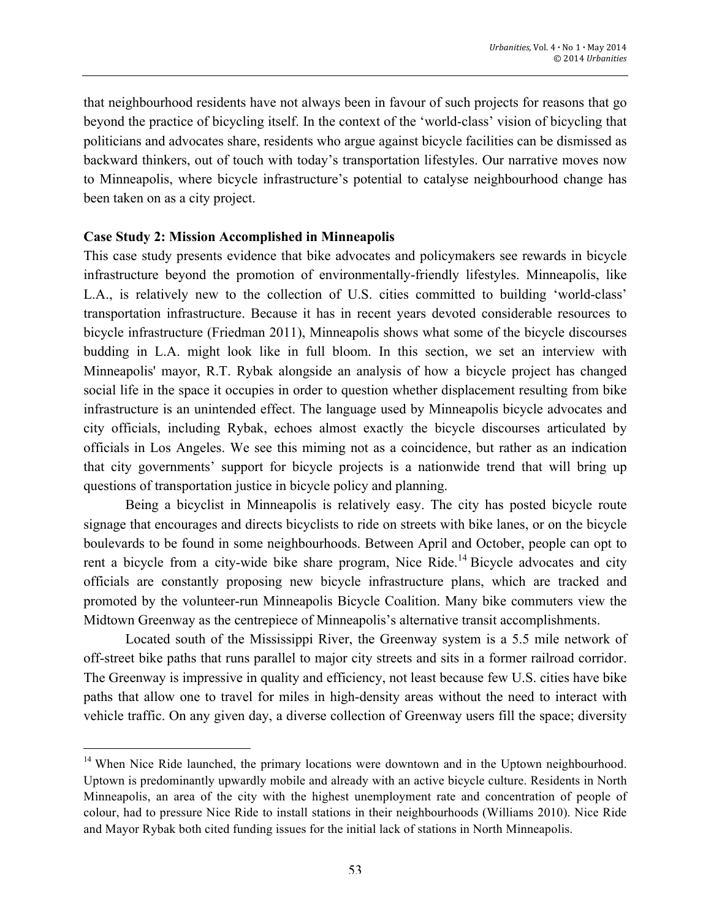that neighbourhood residents have not always been in favour of such projects for reasons that go beyond the practice of bicycling itself. In the context of the 'world-class' vision of bicycling that politicians and advocates share, residents who argue against bicycle facilities can be dismissed as backward thinkers, out of touch with today's transportation lifestyles. Our narrative moves now to Minneapolis, where bicycle infrastructure's potential to catalyse neighbourhood change has been taken on as a city project.

**Case Study 2: Mission Accomplished in Minneapolis**

This case study presents evidence that bike advocates and policymakers see rewards in bicycle infrastructure beyond the promotion of environmentally-friendly lifestyles. Minneapolis, like L.A., is relatively new to the collection of U.S. cities committed to building 'world-class' transportation infrastructure. Because it has in recent years devoted considerable resources to bicycle infrastructure (Friedman 2011), Minneapolis shows what some of the bicycle discourses budding in L.A. might look like in full bloom. In this section, we set an interview with Minneapolis' mayor, R.T. Rybak alongside an analysis of how a bicycle project has changed social life in the space it occupies in order to question whether displacement resulting from bike infrastructure is an unintended effect. The language used by Minneapolis bicycle advocates and city officials, including Rybak, echoes almost exactly the bicycle discourses articulated by officials in Los Angeles. We see this miming not as a coincidence, but rather as an indication that city governments' support for bicycle projects is a nationwide trend that will bring up questions of transportation justice in bicycle policy and planning.

Being a bicyclist in Minneapolis is relatively easy. The city has posted bicycle route signage that encourages and directs bicyclists to ride on streets with bike lanes, or on the bicycle boulevards to be found in some neighbourhoods. Between April and October, people can opt to rent a bicycle from a city-wide bike share program, Nice Ride.[14] Bicycle advocates and city officials are constantly proposing new bicycle infrastructure plans, which are tracked and promoted by the volunteer-run Minneapolis Bicycle Coalition. Many bike commuters view the Midtown Greenway as the centrepiece of Minneapolis's alternative transit accomplishments.

Located south of the Mississippi River, the Greenway system is a 5.5 mile network of off-street bike paths that runs parallel to major city streets and sits in a former railroad corridor. The Greenway is impressive in quality and efficiency, not least because few U.S. cities have bike paths that allow one to travel for miles in high-density areas without the need to interact with vehicle traffic. On any given day, a diverse collection of Greenway users fill the space; diversity

---

[14] When Nice Ride launched, the primary locations were downtown and in the Uptown neighbourhood. Uptown is predominantly upwardly mobile and already with an active bicycle culture. Residents in North Minneapolis, an area of the city with the highest unemployment rate and concentration of people of colour, had to pressure Nice Ride to install stations in their neighbourhoods (Williams 2010). Nice Ride and Mayor Rybak both cited funding issues for the initial lack of stations in North Minneapolis.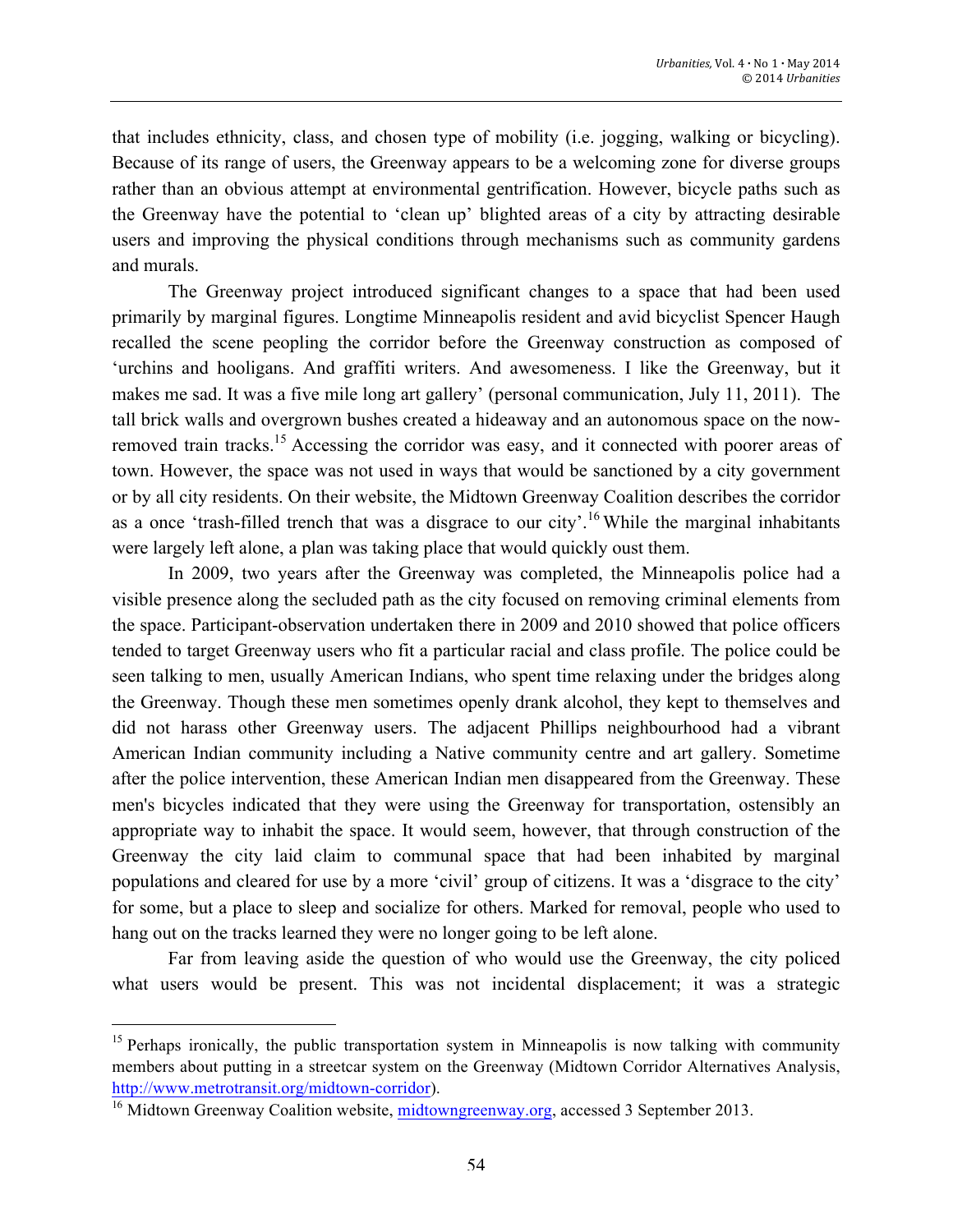that includes ethnicity, class, and chosen type of mobility (i.e. jogging, walking or bicycling). Because of its range of users, the Greenway appears to be a welcoming zone for diverse groups rather than an obvious attempt at environmental gentrification. However, bicycle paths such as the Greenway have the potential to 'clean up' blighted areas of a city by attracting desirable users and improving the physical conditions through mechanisms such as community gardens and murals.

The Greenway project introduced significant changes to a space that had been used primarily by marginal figures. Longtime Minneapolis resident and avid bicyclist Spencer Haugh recalled the scene peopling the corridor before the Greenway construction as composed of 'urchins and hooligans. And graffiti writers. And awesomeness. I like the Greenway, but it makes me sad. It was a five mile long art gallery' (personal communication, July 11, 2011). The tall brick walls and overgrown bushes created a hideaway and an autonomous space on the now-removed train tracks.[15] Accessing the corridor was easy, and it connected with poorer areas of town. However, the space was not used in ways that would be sanctioned by a city government or by all city residents. On their website, the Midtown Greenway Coalition describes the corridor as a once 'trash-filled trench that was a disgrace to our city'.[16] While the marginal inhabitants were largely left alone, a plan was taking place that would quickly oust them.

In 2009, two years after the Greenway was completed, the Minneapolis police had a visible presence along the secluded path as the city focused on removing criminal elements from the space. Participant-observation undertaken there in 2009 and 2010 showed that police officers tended to target Greenway users who fit a particular racial and class profile. The police could be seen talking to men, usually American Indians, who spent time relaxing under the bridges along the Greenway. Though these men sometimes openly drank alcohol, they kept to themselves and did not harass other Greenway users. The adjacent Phillips neighbourhood had a vibrant American Indian community including a Native community centre and art gallery. Sometime after the police intervention, these American Indian men disappeared from the Greenway. These men's bicycles indicated that they were using the Greenway for transportation, ostensibly an appropriate way to inhabit the space. It would seem, however, that through construction of the Greenway the city laid claim to communal space that had been inhabited by marginal populations and cleared for use by a more 'civil' group of citizens. It was a 'disgrace to the city' for some, but a place to sleep and socialize for others. Marked for removal, people who used to hang out on the tracks learned they were no longer going to be left alone.

Far from leaving aside the question of who would use the Greenway, the city policed what users would be present. This was not incidental displacement; it was a strategic

---

[15] Perhaps ironically, the public transportation system in Minneapolis is now talking with community members about putting in a streetcar system on the Greenway (Midtown Corridor Alternatives Analysis, http://www.metrotransit.org/midtown-corridor).

[16] Midtown Greenway Coalition website, midtowngreenway.org, accessed 3 September 2013.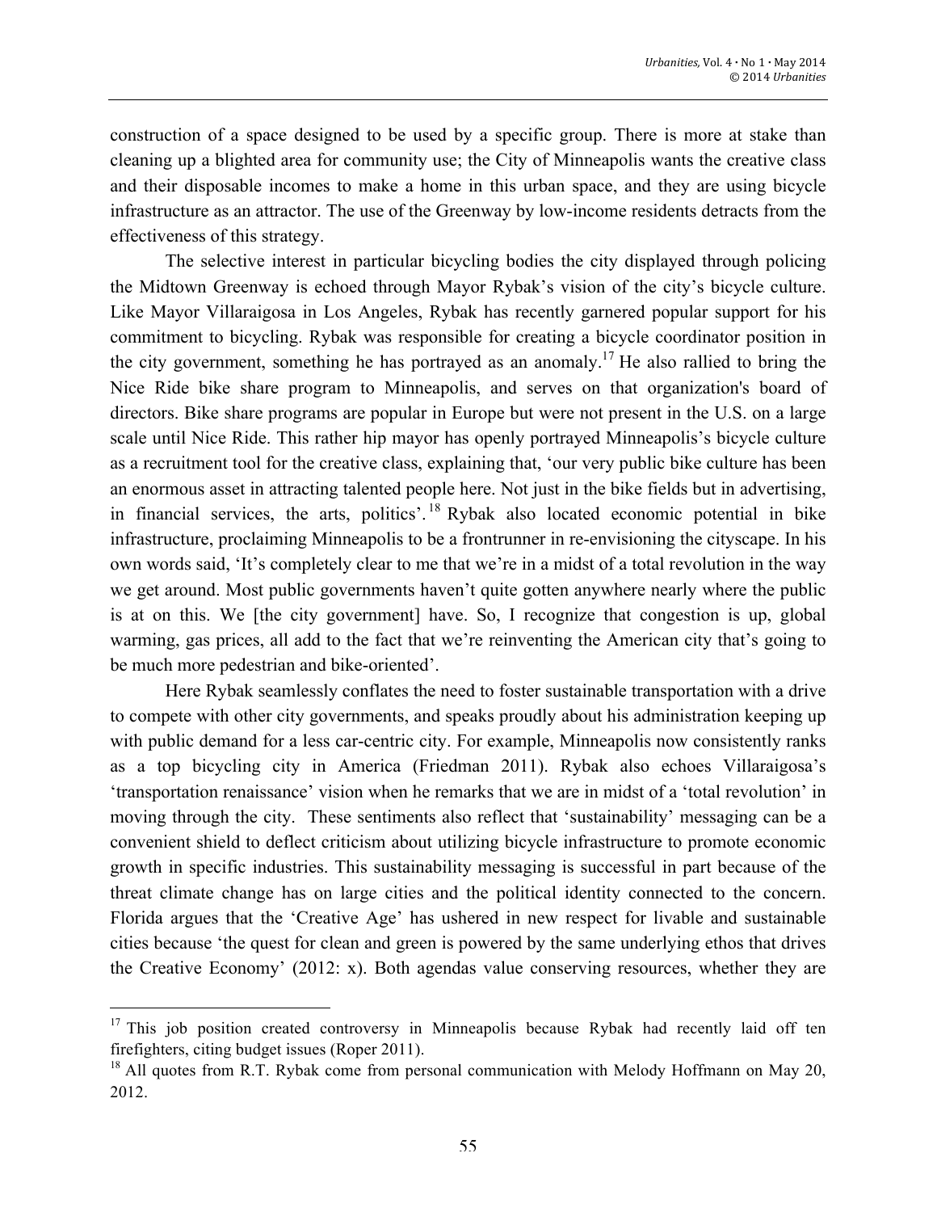construction of a space designed to be used by a specific group. There is more at stake than cleaning up a blighted area for community use; the City of Minneapolis wants the creative class and their disposable incomes to make a home in this urban space, and they are using bicycle infrastructure as an attractor. The use of the Greenway by low-income residents detracts from the effectiveness of this strategy.

The selective interest in particular bicycling bodies the city displayed through policing the Midtown Greenway is echoed through Mayor Rybak's vision of the city's bicycle culture. Like Mayor Villaraigosa in Los Angeles, Rybak has recently garnered popular support for his commitment to bicycling. Rybak was responsible for creating a bicycle coordinator position in the city government, something he has portrayed as an anomaly.[17] He also rallied to bring the Nice Ride bike share program to Minneapolis, and serves on that organization's board of directors. Bike share programs are popular in Europe but were not present in the U.S. on a large scale until Nice Ride. This rather hip mayor has openly portrayed Minneapolis's bicycle culture as a recruitment tool for the creative class, explaining that, 'our very public bike culture has been an enormous asset in attracting talented people here. Not just in the bike fields but in advertising, in financial services, the arts, politics'.[18] Rybak also located economic potential in bike infrastructure, proclaiming Minneapolis to be a frontrunner in re-envisioning the cityscape. In his own words said, 'It's completely clear to me that we're in a midst of a total revolution in the way we get around. Most public governments haven't quite gotten anywhere nearly where the public is at on this. We [the city government] have. So, I recognize that congestion is up, global warming, gas prices, all add to the fact that we're reinventing the American city that's going to be much more pedestrian and bike-oriented'.

Here Rybak seamlessly conflates the need to foster sustainable transportation with a drive to compete with other city governments, and speaks proudly about his administration keeping up with public demand for a less car-centric city. For example, Minneapolis now consistently ranks as a top bicycling city in America (Friedman 2011). Rybak also echoes Villaraigosa's 'transportation renaissance' vision when he remarks that we are in midst of a 'total revolution' in moving through the city. These sentiments also reflect that 'sustainability' messaging can be a convenient shield to deflect criticism about utilizing bicycle infrastructure to promote economic growth in specific industries. This sustainability messaging is successful in part because of the threat climate change has on large cities and the political identity connected to the concern. Florida argues that the 'Creative Age' has ushered in new respect for livable and sustainable cities because 'the quest for clean and green is powered by the same underlying ethos that drives the Creative Economy' (2012: x). Both agendas value conserving resources, whether they are

---

[17] This job position created controversy in Minneapolis because Rybak had recently laid off ten firefighters, citing budget issues (Roper 2011).

[18] All quotes from R.T. Rybak come from personal communication with Melody Hoffmann on May 20, 2012.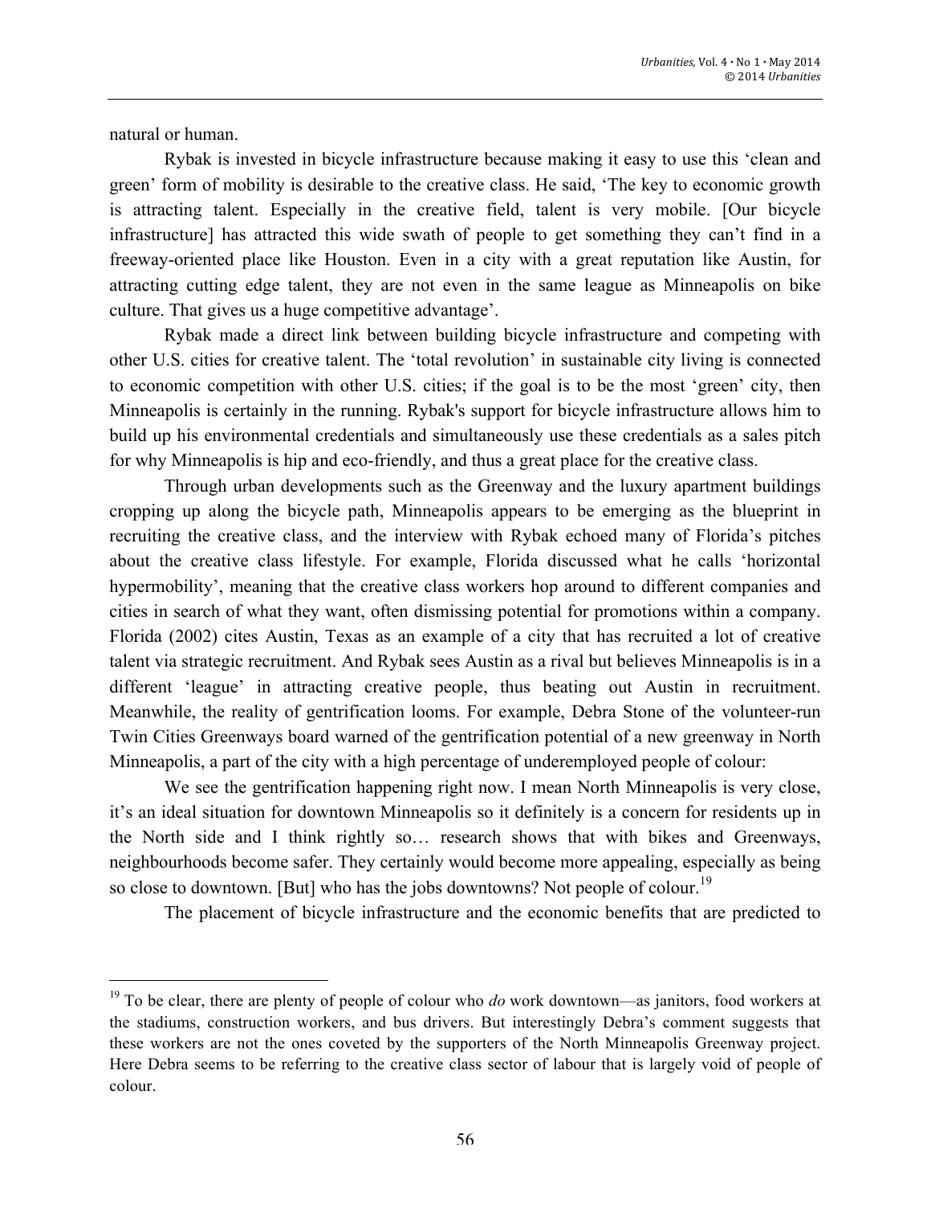natural or human.

Rybak is invested in bicycle infrastructure because making it easy to use this 'clean and green' form of mobility is desirable to the creative class. He said, 'The key to economic growth is attracting talent. Especially in the creative field, talent is very mobile. [Our bicycle infrastructure] has attracted this wide swath of people to get something they can't find in a freeway-oriented place like Houston. Even in a city with a great reputation like Austin, for attracting cutting edge talent, they are not even in the same league as Minneapolis on bike culture. That gives us a huge competitive advantage'.

Rybak made a direct link between building bicycle infrastructure and competing with other U.S. cities for creative talent. The 'total revolution' in sustainable city living is connected to economic competition with other U.S. cities; if the goal is to be the most 'green' city, then Minneapolis is certainly in the running. Rybak's support for bicycle infrastructure allows him to build up his environmental credentials and simultaneously use these credentials as a sales pitch for why Minneapolis is hip and eco-friendly, and thus a great place for the creative class.

Through urban developments such as the Greenway and the luxury apartment buildings cropping up along the bicycle path, Minneapolis appears to be emerging as the blueprint in recruiting the creative class, and the interview with Rybak echoed many of Florida's pitches about the creative class lifestyle. For example, Florida discussed what he calls 'horizontal hypermobility', meaning that the creative class workers hop around to different companies and cities in search of what they want, often dismissing potential for promotions within a company. Florida (2002) cites Austin, Texas as an example of a city that has recruited a lot of creative talent via strategic recruitment. And Rybak sees Austin as a rival but believes Minneapolis is in a different 'league' in attracting creative people, thus beating out Austin in recruitment. Meanwhile, the reality of gentrification looms. For example, Debra Stone of the volunteer-run Twin Cities Greenways board warned of the gentrification potential of a new greenway in North Minneapolis, a part of the city with a high percentage of underemployed people of colour:

> We see the gentrification happening right now. I mean North Minneapolis is very close, it's an ideal situation for downtown Minneapolis so it definitely is a concern for residents up in the North side and I think rightly so… research shows that with bikes and Greenways, neighbourhoods become safer. They certainly would become more appealing, especially as being so close to downtown. [But] who has the jobs downtowns? Not people of colour.[19]

The placement of bicycle infrastructure and the economic benefits that are predicted to

[19] To be clear, there are plenty of people of colour who *do* work downtown—as janitors, food workers at the stadiums, construction workers, and bus drivers. But interestingly Debra's comment suggests that these workers are not the ones coveted by the supporters of the North Minneapolis Greenway project. Here Debra seems to be referring to the creative class sector of labour that is largely void of people of colour.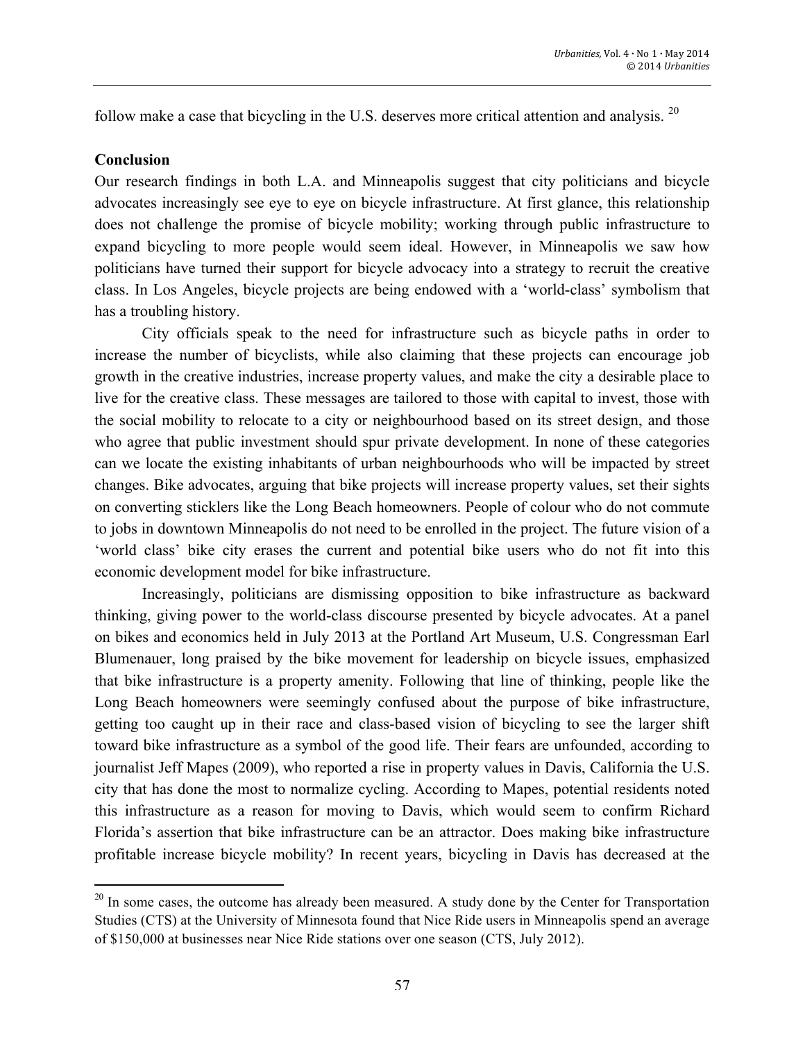follow make a case that bicycling in the U.S. deserves more critical attention and analysis. [20]

**Conclusion**

Our research findings in both L.A. and Minneapolis suggest that city politicians and bicycle advocates increasingly see eye to eye on bicycle infrastructure. At first glance, this relationship does not challenge the promise of bicycle mobility; working through public infrastructure to expand bicycling to more people would seem ideal. However, in Minneapolis we saw how politicians have turned their support for bicycle advocacy into a strategy to recruit the creative class. In Los Angeles, bicycle projects are being endowed with a 'world-class' symbolism that has a troubling history.

City officials speak to the need for infrastructure such as bicycle paths in order to increase the number of bicyclists, while also claiming that these projects can encourage job growth in the creative industries, increase property values, and make the city a desirable place to live for the creative class. These messages are tailored to those with capital to invest, those with the social mobility to relocate to a city or neighbourhood based on its street design, and those who agree that public investment should spur private development. In none of these categories can we locate the existing inhabitants of urban neighbourhoods who will be impacted by street changes. Bike advocates, arguing that bike projects will increase property values, set their sights on converting sticklers like the Long Beach homeowners. People of colour who do not commute to jobs in downtown Minneapolis do not need to be enrolled in the project. The future vision of a 'world class' bike city erases the current and potential bike users who do not fit into this economic development model for bike infrastructure.

Increasingly, politicians are dismissing opposition to bike infrastructure as backward thinking, giving power to the world-class discourse presented by bicycle advocates. At a panel on bikes and economics held in July 2013 at the Portland Art Museum, U.S. Congressman Earl Blumenauer, long praised by the bike movement for leadership on bicycle issues, emphasized that bike infrastructure is a property amenity. Following that line of thinking, people like the Long Beach homeowners were seemingly confused about the purpose of bike infrastructure, getting too caught up in their race and class-based vision of bicycling to see the larger shift toward bike infrastructure as a symbol of the good life. Their fears are unfounded, according to journalist Jeff Mapes (2009), who reported a rise in property values in Davis, California the U.S. city that has done the most to normalize cycling. According to Mapes, potential residents noted this infrastructure as a reason for moving to Davis, which would seem to confirm Richard Florida's assertion that bike infrastructure can be an attractor. Does making bike infrastructure profitable increase bicycle mobility? In recent years, bicycling in Davis has decreased at the

---

[20] In some cases, the outcome has already been measured. A study done by the Center for Transportation Studies (CTS) at the University of Minnesota found that Nice Ride users in Minneapolis spend an average of $150,000 at businesses near Nice Ride stations over one season (CTS, July 2012).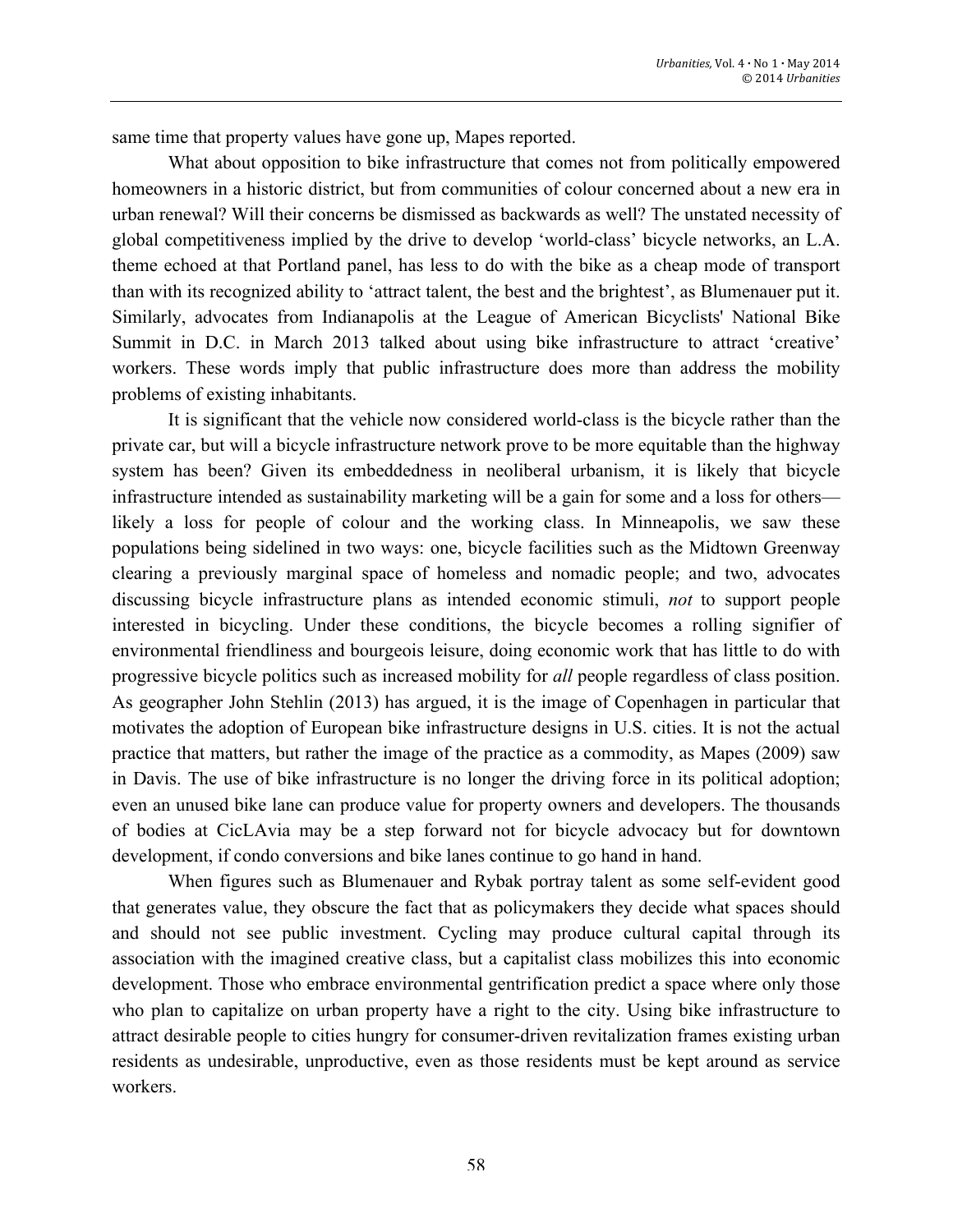same time that property values have gone up, Mapes reported.

What about opposition to bike infrastructure that comes not from politically empowered homeowners in a historic district, but from communities of colour concerned about a new era in urban renewal? Will their concerns be dismissed as backwards as well? The unstated necessity of global competitiveness implied by the drive to develop 'world-class' bicycle networks, an L.A. theme echoed at that Portland panel, has less to do with the bike as a cheap mode of transport than with its recognized ability to 'attract talent, the best and the brightest', as Blumenauer put it. Similarly, advocates from Indianapolis at the League of American Bicyclists' National Bike Summit in D.C. in March 2013 talked about using bike infrastructure to attract 'creative' workers. These words imply that public infrastructure does more than address the mobility problems of existing inhabitants.

It is significant that the vehicle now considered world-class is the bicycle rather than the private car, but will a bicycle infrastructure network prove to be more equitable than the highway system has been? Given its embeddedness in neoliberal urbanism, it is likely that bicycle infrastructure intended as sustainability marketing will be a gain for some and a loss for others—likely a loss for people of colour and the working class. In Minneapolis, we saw these populations being sidelined in two ways: one, bicycle facilities such as the Midtown Greenway clearing a previously marginal space of homeless and nomadic people; and two, advocates discussing bicycle infrastructure plans as intended economic stimuli, *not* to support people interested in bicycling. Under these conditions, the bicycle becomes a rolling signifier of environmental friendliness and bourgeois leisure, doing economic work that has little to do with progressive bicycle politics such as increased mobility for *all* people regardless of class position. As geographer John Stehlin (2013) has argued, it is the image of Copenhagen in particular that motivates the adoption of European bike infrastructure designs in U.S. cities. It is not the actual practice that matters, but rather the image of the practice as a commodity, as Mapes (2009) saw in Davis. The use of bike infrastructure is no longer the driving force in its political adoption; even an unused bike lane can produce value for property owners and developers. The thousands of bodies at CicLAvia may be a step forward not for bicycle advocacy but for downtown development, if condo conversions and bike lanes continue to go hand in hand.

When figures such as Blumenauer and Rybak portray talent as some self-evident good that generates value, they obscure the fact that as policymakers they decide what spaces should and should not see public investment. Cycling may produce cultural capital through its association with the imagined creative class, but a capitalist class mobilizes this into economic development. Those who embrace environmental gentrification predict a space where only those who plan to capitalize on urban property have a right to the city. Using bike infrastructure to attract desirable people to cities hungry for consumer-driven revitalization frames existing urban residents as undesirable, unproductive, even as those residents must be kept around as service workers.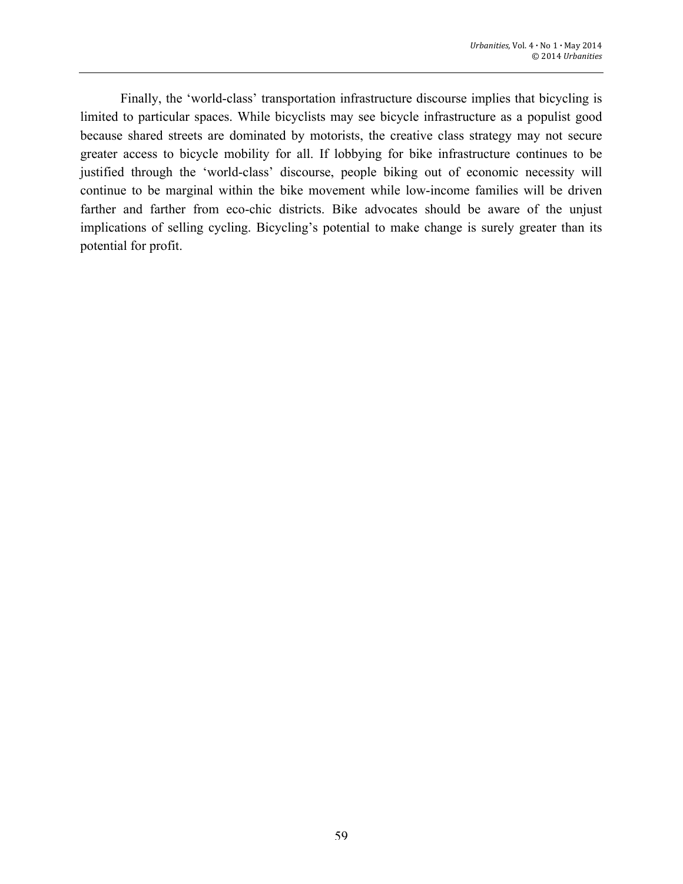Finally, the 'world-class' transportation infrastructure discourse implies that bicycling is limited to particular spaces. While bicyclists may see bicycle infrastructure as a populist good because shared streets are dominated by motorists, the creative class strategy may not secure greater access to bicycle mobility for all. If lobbying for bike infrastructure continues to be justified through the 'world-class' discourse, people biking out of economic necessity will continue to be marginal within the bike movement while low-income families will be driven farther and farther from eco-chic districts. Bike advocates should be aware of the unjust implications of selling cycling. Bicycling's potential to make change is surely greater than its potential for profit.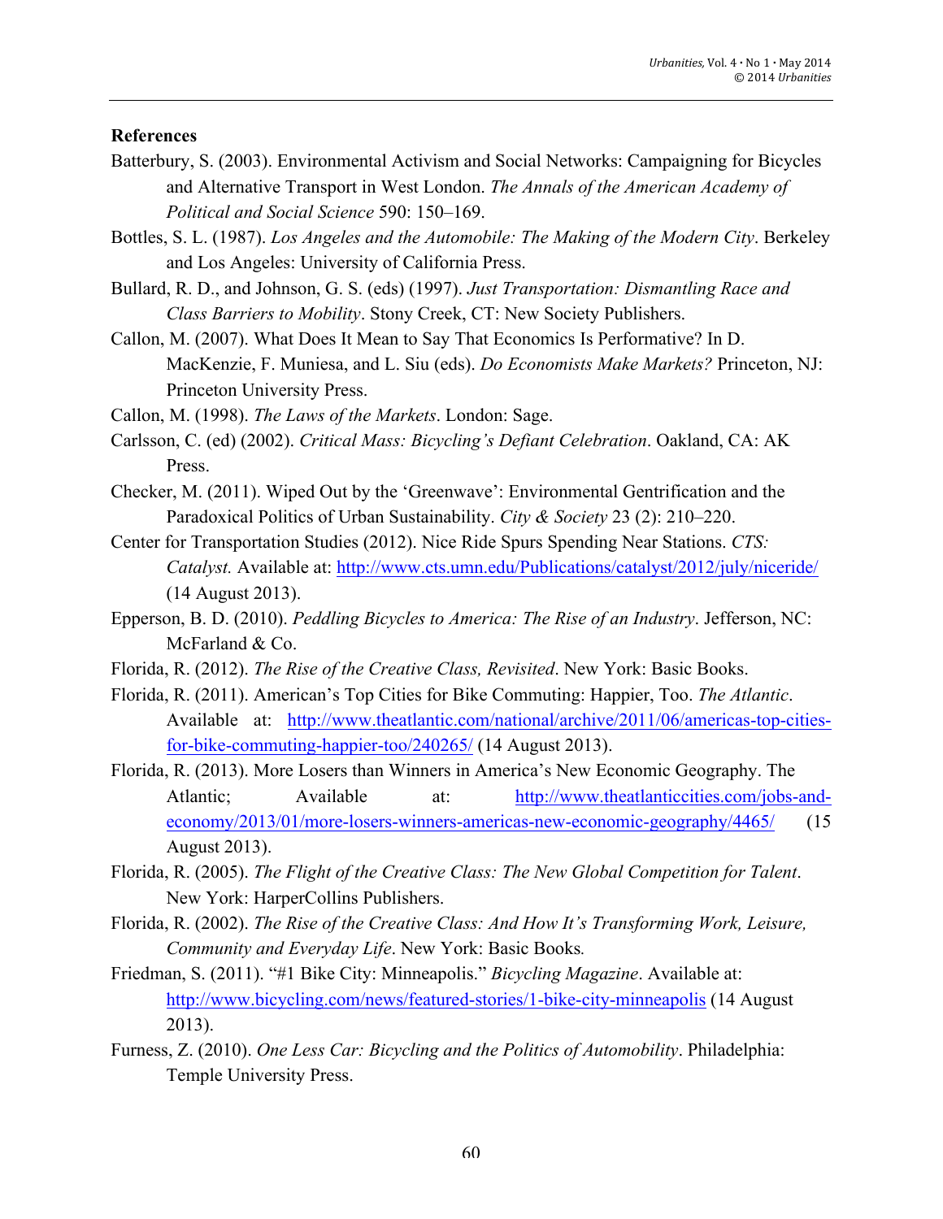**References**

Batterbury, S. (2003). Environmental Activism and Social Networks: Campaigning for Bicycles and Alternative Transport in West London. *The Annals of the American Academy of Political and Social Science* 590: 150–169.

Bottles, S. L. (1987). *Los Angeles and the Automobile: The Making of the Modern City*. Berkeley and Los Angeles: University of California Press.

Bullard, R. D., and Johnson, G. S. (eds) (1997). *Just Transportation: Dismantling Race and Class Barriers to Mobility*. Stony Creek, CT: New Society Publishers.

Callon, M. (2007). What Does It Mean to Say That Economics Is Performative? In D. MacKenzie, F. Muniesa, and L. Siu (eds). *Do Economists Make Markets?* Princeton, NJ: Princeton University Press.

Callon, M. (1998). *The Laws of the Markets*. London: Sage.

Carlsson, C. (ed) (2002). *Critical Mass: Bicycling's Defiant Celebration*. Oakland, CA: AK Press.

Checker, M. (2011). Wiped Out by the 'Greenwave': Environmental Gentrification and the Paradoxical Politics of Urban Sustainability. *City & Society* 23 (2): 210–220.

Center for Transportation Studies (2012). Nice Ride Spurs Spending Near Stations. *CTS: Catalyst.* Available at: http://www.cts.umn.edu/Publications/catalyst/2012/july/niceride/ (14 August 2013).

Epperson, B. D. (2010). *Peddling Bicycles to America: The Rise of an Industry*. Jefferson, NC: McFarland & Co.

Florida, R. (2012). *The Rise of the Creative Class, Revisited*. New York: Basic Books.

Florida, R. (2011). American's Top Cities for Bike Commuting: Happier, Too. *The Atlantic*. Available at: http://www.theatlantic.com/national/archive/2011/06/americas-top-cities-for-bike-commuting-happier-too/240265/ (14 August 2013).

Florida, R. (2013). More Losers than Winners in America's New Economic Geography. The Atlantic; Available at: http://www.theatlanticcities.com/jobs-and-economy/2013/01/more-losers-winners-americas-new-economic-geography/4465/ (15 August 2013).

Florida, R. (2005). *The Flight of the Creative Class: The New Global Competition for Talent*. New York: HarperCollins Publishers.

Florida, R. (2002). *The Rise of the Creative Class: And How It's Transforming Work, Leisure, Community and Everyday Life*. New York: Basic Books.

Friedman, S. (2011). "#1 Bike City: Minneapolis." *Bicycling Magazine*. Available at: http://www.bicycling.com/news/featured-stories/1-bike-city-minneapolis (14 August 2013).

Furness, Z. (2010). *One Less Car: Bicycling and the Politics of Automobility*. Philadelphia: Temple University Press.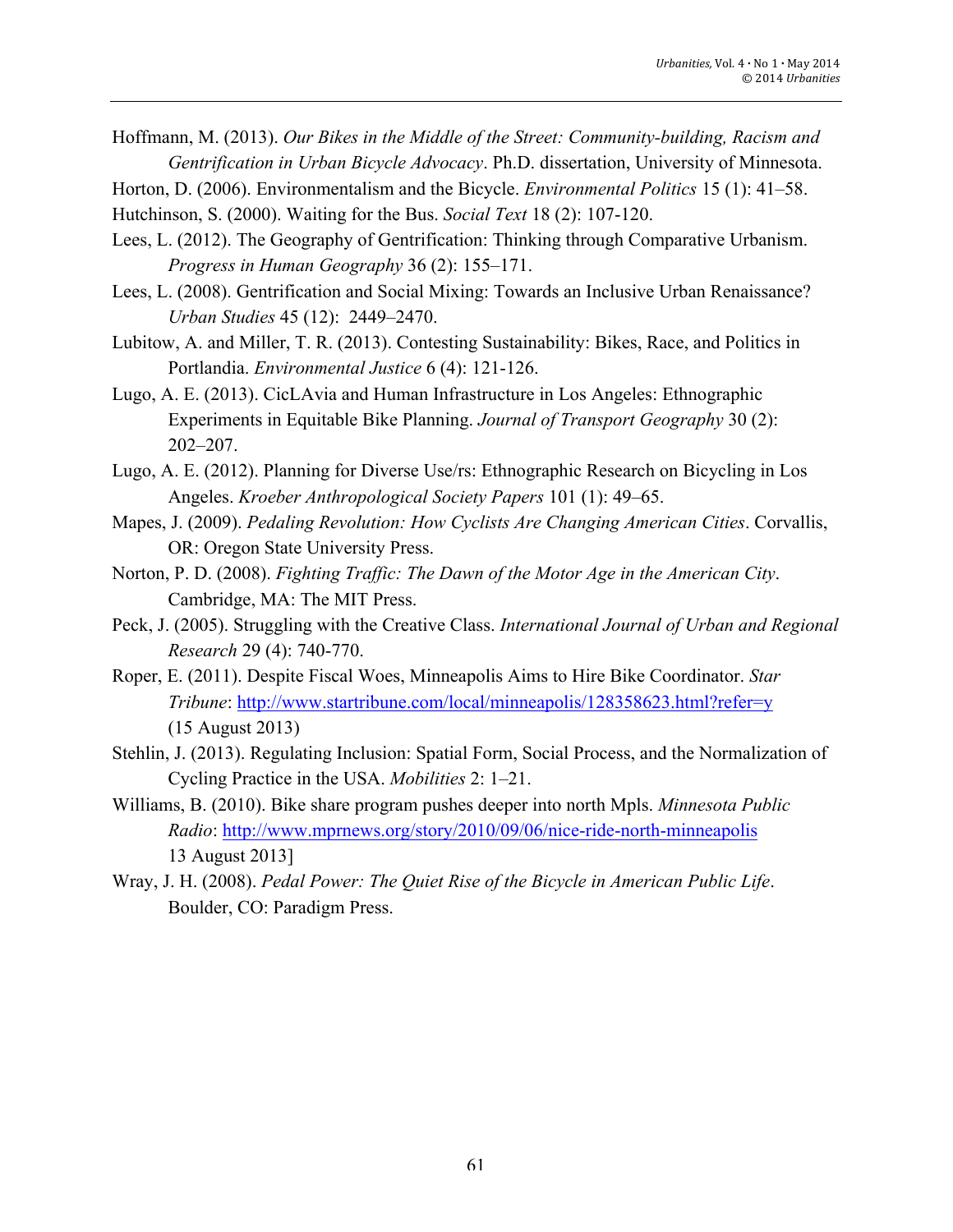Hoffmann, M. (2013). *Our Bikes in the Middle of the Street: Community-building, Racism and Gentrification in Urban Bicycle Advocacy*. Ph.D. dissertation, University of Minnesota.

Horton, D. (2006). Environmentalism and the Bicycle. *Environmental Politics* 15 (1): 41–58.

Hutchinson, S. (2000). Waiting for the Bus. *Social Text* 18 (2): 107-120.

Lees, L. (2012). The Geography of Gentrification: Thinking through Comparative Urbanism. *Progress in Human Geography* 36 (2): 155–171.

Lees, L. (2008). Gentrification and Social Mixing: Towards an Inclusive Urban Renaissance? *Urban Studies* 45 (12): 2449–2470.

Lubitow, A. and Miller, T. R. (2013). Contesting Sustainability: Bikes, Race, and Politics in Portlandia. *Environmental Justice* 6 (4): 121-126.

Lugo, A. E. (2013). CicLAvia and Human Infrastructure in Los Angeles: Ethnographic Experiments in Equitable Bike Planning. *Journal of Transport Geography* 30 (2): 202–207.

Lugo, A. E. (2012). Planning for Diverse Use/rs: Ethnographic Research on Bicycling in Los Angeles. *Kroeber Anthropological Society Papers* 101 (1): 49–65.

Mapes, J. (2009). *Pedaling Revolution: How Cyclists Are Changing American Cities*. Corvallis, OR: Oregon State University Press.

Norton, P. D. (2008). *Fighting Traffic: The Dawn of the Motor Age in the American City*. Cambridge, MA: The MIT Press.

Peck, J. (2005). Struggling with the Creative Class. *International Journal of Urban and Regional Research* 29 (4): 740-770.

Roper, E. (2011). Despite Fiscal Woes, Minneapolis Aims to Hire Bike Coordinator. *Star Tribune*: http://www.startribune.com/local/minneapolis/128358623.html?refer=y (15 August 2013)

Stehlin, J. (2013). Regulating Inclusion: Spatial Form, Social Process, and the Normalization of Cycling Practice in the USA. *Mobilities* 2: 1–21.

Williams, B. (2010). Bike share program pushes deeper into north Mpls. *Minnesota Public Radio*: http://www.mprnews.org/story/2010/09/06/nice-ride-north-minneapolis 13 August 2013]

Wray, J. H. (2008). *Pedal Power: The Quiet Rise of the Bicycle in American Public Life*. Boulder, CO: Paradigm Press.